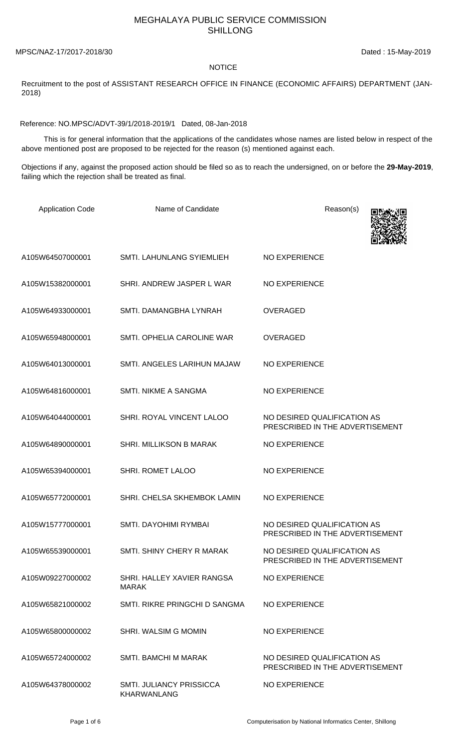# MEGHALAYA PUBLIC SERVICE COMMISSION
## SHILLONG

MPSC/NAZ-17/2017-2018/30 Dated : 15-May-2019

NOTICE

Recruitment to the post of ASSISTANT RESEARCH OFFICE IN FINANCE (ECONOMIC AFFAIRS) DEPARTMENT (JAN-2018)

Reference: NO.MPSC/ADVT-39/1/2018-2019/1 Dated, 08-Jan-2018

This is for general information that the applications of the candidates whose names are listed below in respect of the above mentioned post are proposed to be rejected for the reason (s) mentioned against each.

Objections if any, against the proposed action should be filed so as to reach the undersigned, on or before the **29-May-2019**, failing which the rejection shall be treated as final.

| Application Code | Name of Candidate | Reason(s) |
|---|---|---|
| A105W64507000001 | SMTI. LAHUNLANG SYIEMLIEH | NO EXPERIENCE |
| A105W15382000001 | SHRI. ANDREW JASPER L WAR | NO EXPERIENCE |
| A105W64933000001 | SMTI. DAMANGBHA LYNRAH | OVERAGED |
| A105W65948000001 | SMTI. OPHELIA CAROLINE WAR | OVERAGED |
| A105W64013000001 | SMTI. ANGELES LARIHUN MAJAW | NO EXPERIENCE |
| A105W64816000001 | SMTI. NIKME A SANGMA | NO EXPERIENCE |
| A105W64044000001 | SHRI. ROYAL VINCENT LALOO | NO DESIRED QUALIFICATION AS PRESCRIBED IN THE ADVERTISEMENT |
| A105W64890000001 | SHRI. MILLIKSON B MARAK | NO EXPERIENCE |
| A105W65394000001 | SHRI. ROMET LALOO | NO EXPERIENCE |
| A105W65772000001 | SHRI. CHELSA SKHEMBOK LAMIN | NO EXPERIENCE |
| A105W15777000001 | SMTI. DAYOHIMI RYMBAI | NO DESIRED QUALIFICATION AS PRESCRIBED IN THE ADVERTISEMENT |
| A105W65539000001 | SMTI. SHINY CHERY R MARAK | NO DESIRED QUALIFICATION AS PRESCRIBED IN THE ADVERTISEMENT |
| A105W09227000002 | SHRI. HALLEY XAVIER RANGSA MARAK | NO EXPERIENCE |
| A105W65821000002 | SMTI. RIKRE PRINGCHI D SANGMA | NO EXPERIENCE |
| A105W65800000002 | SHRI. WALSIM G MOMIN | NO EXPERIENCE |
| A105W65724000002 | SMTI. BAMCHI M MARAK | NO DESIRED QUALIFICATION AS PRESCRIBED IN THE ADVERTISEMENT |
| A105W64378000002 | SMTI. JULIANCY PRISSICCA KHARWANLANG | NO EXPERIENCE |

Computerisation by National Informatics Center, Shillong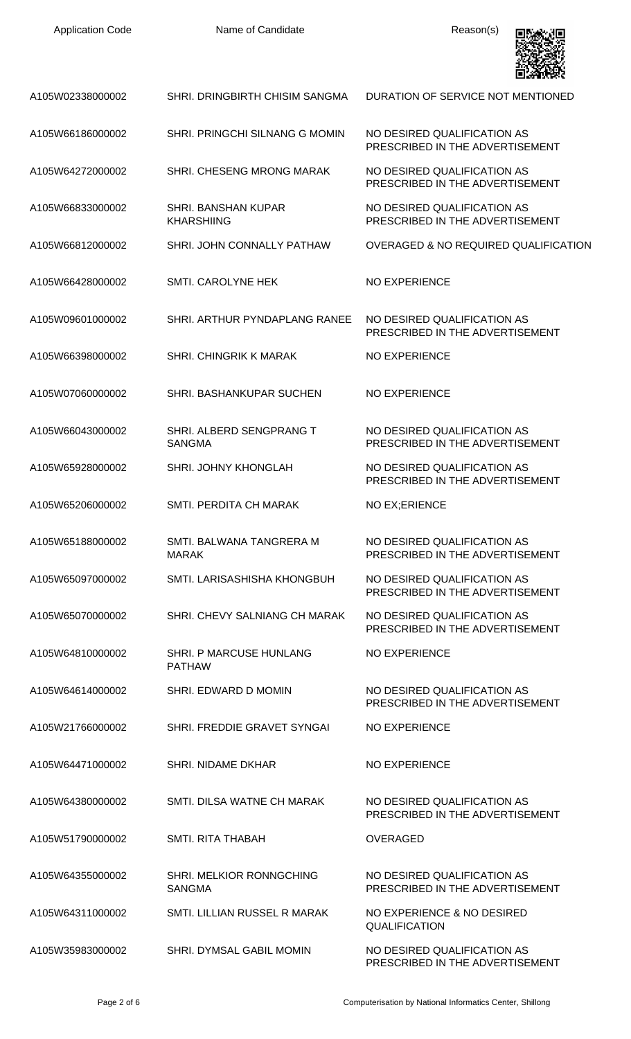| Application Code | Name of Candidate | Reason(s) |
| --- | --- | --- |
| A105W02338000002 | SHRI. DRINGBIRTH CHISIM SANGMA | DURATION OF SERVICE NOT MENTIONED |
| A105W66186000002 | SHRI. PRINGCHI SILNANG G MOMIN | NO DESIRED QUALIFICATION AS PRESCRIBED IN THE ADVERTISEMENT |
| A105W64272000002 | SHRI. CHESENG MRONG MARAK | NO DESIRED QUALIFICATION AS PRESCRIBED IN THE ADVERTISEMENT |
| A105W66833000002 | SHRI. BANSHAN KUPAR KHARSHIING | NO DESIRED QUALIFICATION AS PRESCRIBED IN THE ADVERTISEMENT |
| A105W66812000002 | SHRI. JOHN CONNALLY PATHAW | OVERAGED & NO REQUIRED QUALIFICATION |
| A105W66428000002 | SMTI. CAROLYNE HEK | NO EXPERIENCE |
| A105W09601000002 | SHRI. ARTHUR PYNDAPLANG RANEE | NO DESIRED QUALIFICATION AS PRESCRIBED IN THE ADVERTISEMENT |
| A105W66398000002 | SHRI. CHINGRIK K MARAK | NO EXPERIENCE |
| A105W07060000002 | SHRI. BASHANKUPAR SUCHEN | NO EXPERIENCE |
| A105W66043000002 | SHRI. ALBERD SENGPRANG T SANGMA | NO DESIRED QUALIFICATION AS PRESCRIBED IN THE ADVERTISEMENT |
| A105W65928000002 | SHRI. JOHNY KHONGLAH | NO DESIRED QUALIFICATION AS PRESCRIBED IN THE ADVERTISEMENT |
| A105W65206000002 | SMTI. PERDITA CH MARAK | NO EX;ERIENCE |
| A105W65188000002 | SMTI. BALWANA TANGRERA M MARAK | NO DESIRED QUALIFICATION AS PRESCRIBED IN THE ADVERTISEMENT |
| A105W65097000002 | SMTI. LARISASHISHA KHONGBUH | NO DESIRED QUALIFICATION AS PRESCRIBED IN THE ADVERTISEMENT |
| A105W65070000002 | SHRI. CHEVY SALNIANG CH MARAK | NO DESIRED QUALIFICATION AS PRESCRIBED IN THE ADVERTISEMENT |
| A105W64810000002 | SHRI. P MARCUSE HUNLANG PATHAW | NO EXPERIENCE |
| A105W64614000002 | SHRI. EDWARD D MOMIN | NO DESIRED QUALIFICATION AS PRESCRIBED IN THE ADVERTISEMENT |
| A105W21766000002 | SHRI. FREDDIE GRAVET SYNGAI | NO EXPERIENCE |
| A105W64471000002 | SHRI. NIDAME DKHAR | NO EXPERIENCE |
| A105W64380000002 | SMTI. DILSA WATNE CH MARAK | NO DESIRED QUALIFICATION AS PRESCRIBED IN THE ADVERTISEMENT |
| A105W51790000002 | SMTI. RITA THABAH | OVERAGED |
| A105W64355000002 | SHRI. MELKIOR RONNGCHING SANGMA | NO DESIRED QUALIFICATION AS PRESCRIBED IN THE ADVERTISEMENT |
| A105W64311000002 | SMTI. LILLIAN RUSSEL R MARAK | NO EXPERIENCE & NO DESIRED QUALIFICATION |
| A105W35983000002 | SHRI. DYMSAL GABIL MOMIN | NO DESIRED QUALIFICATION AS PRESCRIBED IN THE ADVERTISEMENT |

Computerisation by National Informatics Center, Shillong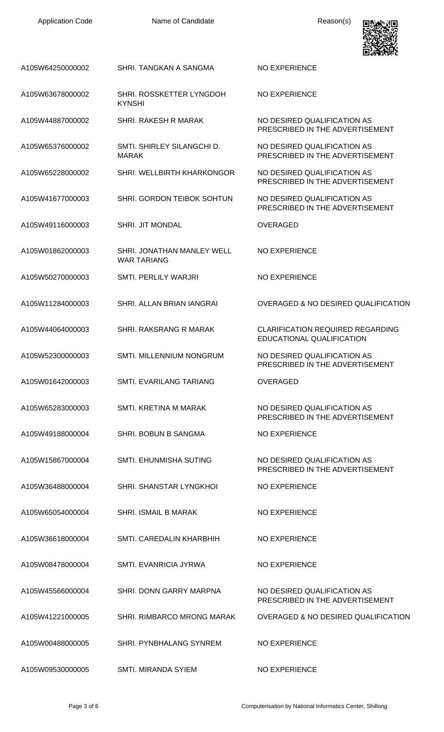| Application Code | Name of Candidate | Reason(s) |
| --- | --- | --- |
| A105W64250000002 | SHRI. TANGKAN A SANGMA | NO EXPERIENCE |
| A105W63678000002 | SHRI. ROSSKETTER LYNGDOH KYNSHI | NO EXPERIENCE |
| A105W44887000002 | SHRI. RAKESH R MARAK | NO DESIRED QUALIFICATION AS PRESCRIBED IN THE ADVERTISEMENT |
| A105W65376000002 | SMTI. SHIRLEY SILANGCHI D. MARAK | NO DESIRED QUALIFICATION AS PRESCRIBED IN THE ADVERTISEMENT |
| A105W65228000002 | SHRI. WELLBIRTH KHARKONGOR | NO DESIRED QUALIFICATION AS PRESCRIBED IN THE ADVERTISEMENT |
| A105W41677000003 | SHRI. GORDON TEIBOK SOHTUN | NO DESIRED QUALIFICATION AS PRESCRIBED IN THE ADVERTISEMENT |
| A105W49116000003 | SHRI. JIT MONDAL | OVERAGED |
| A105W01862000003 | SHRI. JONATHAN MANLEY WELL WAR TARIANG | NO EXPERIENCE |
| A105W50270000003 | SMTI. PERLILY WARJRI | NO EXPERIENCE |
| A105W11284000003 | SHRI. ALLAN BRIAN IANGRAI | OVERAGED & NO DESIRED QUALIFICATION |
| A105W44064000003 | SHRI. RAKSRANG R MARAK | CLARIFICATION REQUIRED REGARDING EDUCATIONAL QUALIFICATION |
| A105W52300000003 | SMTI. MILLENNIUM NONGRUM | NO DESIRED QUALIFICATION AS PRESCRIBED IN THE ADVERTISEMENT |
| A105W01642000003 | SMTI. EVARILANG TARIANG | OVERAGED |
| A105W65283000003 | SMTI. KRETINA M MARAK | NO DESIRED QUALIFICATION AS PRESCRIBED IN THE ADVERTISEMENT |
| A105W49188000004 | SHRI. BOBUN B SANGMA | NO EXPERIENCE |
| A105W15867000004 | SMTI. EHUNMISHA SUTING | NO DESIRED QUALIFICATION AS PRESCRIBED IN THE ADVERTISEMENT |
| A105W36488000004 | SHRI. SHANSTAR LYNGKHOI | NO EXPERIENCE |
| A105W65054000004 | SHRI. ISMAIL B MARAK | NO EXPERIENCE |
| A105W36618000004 | SMTI. CAREDALIN KHARBHIH | NO EXPERIENCE |
| A105W08478000004 | SMTI. EVANRICIA JYRWA | NO EXPERIENCE |
| A105W45566000004 | SHRI. DONN GARRY MARPNA | NO DESIRED QUALIFICATION AS PRESCRIBED IN THE ADVERTISEMENT |
| A105W41221000005 | SHRI. RIMBARCO MRONG MARAK | OVERAGED & NO DESIRED QUALIFICATION |
| A105W00488000005 | SHRI. PYNBHALANG SYNREM | NO EXPERIENCE |
| A105W09530000005 | SMTI. MIRANDA SYIEM | NO EXPERIENCE |

Computerisation by National Informatics Center, Shillong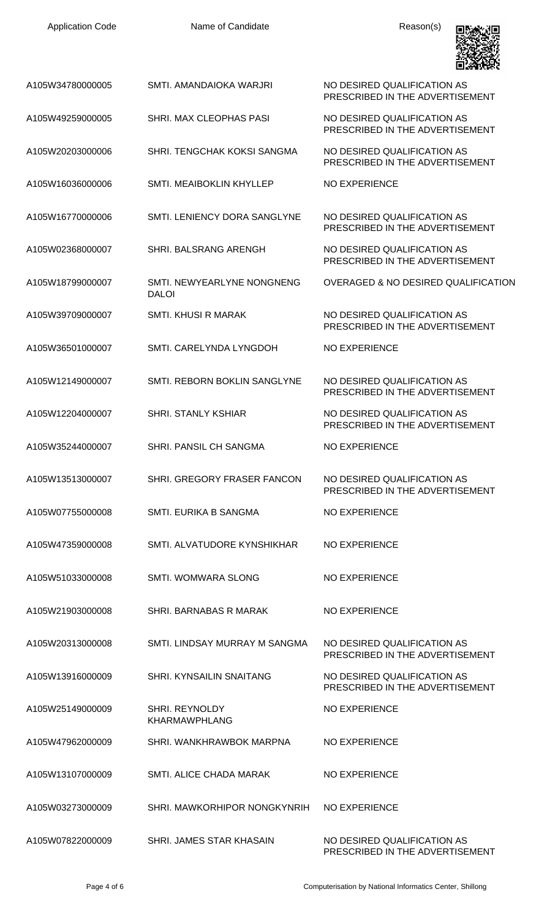| Application Code | Name of Candidate | Reason(s) |
| --- | --- | --- |
| A105W34780000005 | SMTI. AMANDAIOKA WARJRI | NO DESIRED QUALIFICATION AS PRESCRIBED IN THE ADVERTISEMENT |
| A105W49259000005 | SHRI. MAX CLEOPHAS PASI | NO DESIRED QUALIFICATION AS PRESCRIBED IN THE ADVERTISEMENT |
| A105W20203000006 | SHRI. TENGCHAK KOKSI SANGMA | NO DESIRED QUALIFICATION AS PRESCRIBED IN THE ADVERTISEMENT |
| A105W16036000006 | SMTI. MEAIBOKLIN KHYLLEP | NO EXPERIENCE |
| A105W16770000006 | SMTI. LENIENCY DORA SANGLYNE | NO DESIRED QUALIFICATION AS PRESCRIBED IN THE ADVERTISEMENT |
| A105W02368000007 | SHRI. BALSRANG ARENGH | NO DESIRED QUALIFICATION AS PRESCRIBED IN THE ADVERTISEMENT |
| A105W18799000007 | SMTI. NEWYEARLYNE NONGNENG DALOI | OVERAGED & NO DESIRED QUALIFICATION |
| A105W39709000007 | SMTI. KHUSI R MARAK | NO DESIRED QUALIFICATION AS PRESCRIBED IN THE ADVERTISEMENT |
| A105W36501000007 | SMTI. CARELYNDA LYNGDOH | NO EXPERIENCE |
| A105W12149000007 | SMTI. REBORN BOKLIN SANGLYNE | NO DESIRED QUALIFICATION AS PRESCRIBED IN THE ADVERTISEMENT |
| A105W12204000007 | SHRI. STANLY KSHIAR | NO DESIRED QUALIFICATION AS PRESCRIBED IN THE ADVERTISEMENT |
| A105W35244000007 | SHRI. PANSIL CH SANGMA | NO EXPERIENCE |
| A105W13513000007 | SHRI. GREGORY FRASER FANCON | NO DESIRED QUALIFICATION AS PRESCRIBED IN THE ADVERTISEMENT |
| A105W07755000008 | SMTI. EURIKA B SANGMA | NO EXPERIENCE |
| A105W47359000008 | SMTI. ALVATUDORE KYNSHIKHAR | NO EXPERIENCE |
| A105W51033000008 | SMTI. WOMWARA SLONG | NO EXPERIENCE |
| A105W21903000008 | SHRI. BARNABAS R MARAK | NO EXPERIENCE |
| A105W20313000008 | SMTI. LINDSAY MURRAY M SANGMA | NO DESIRED QUALIFICATION AS PRESCRIBED IN THE ADVERTISEMENT |
| A105W13916000009 | SHRI. KYNSAILIN SNAITANG | NO DESIRED QUALIFICATION AS PRESCRIBED IN THE ADVERTISEMENT |
| A105W25149000009 | SHRI. REYNOLDY KHARMAWPHLANG | NO EXPERIENCE |
| A105W47962000009 | SHRI. WANKHRAWBOK MARPNA | NO EXPERIENCE |
| A105W13107000009 | SMTI. ALICE CHADA MARAK | NO EXPERIENCE |
| A105W03273000009 | SHRI. MAWKORHIPOR NONGKYNRIH | NO EXPERIENCE |
| A105W07822000009 | SHRI. JAMES STAR KHASAIN | NO DESIRED QUALIFICATION AS PRESCRIBED IN THE ADVERTISEMENT |

Computerisation by National Informatics Center, Shillong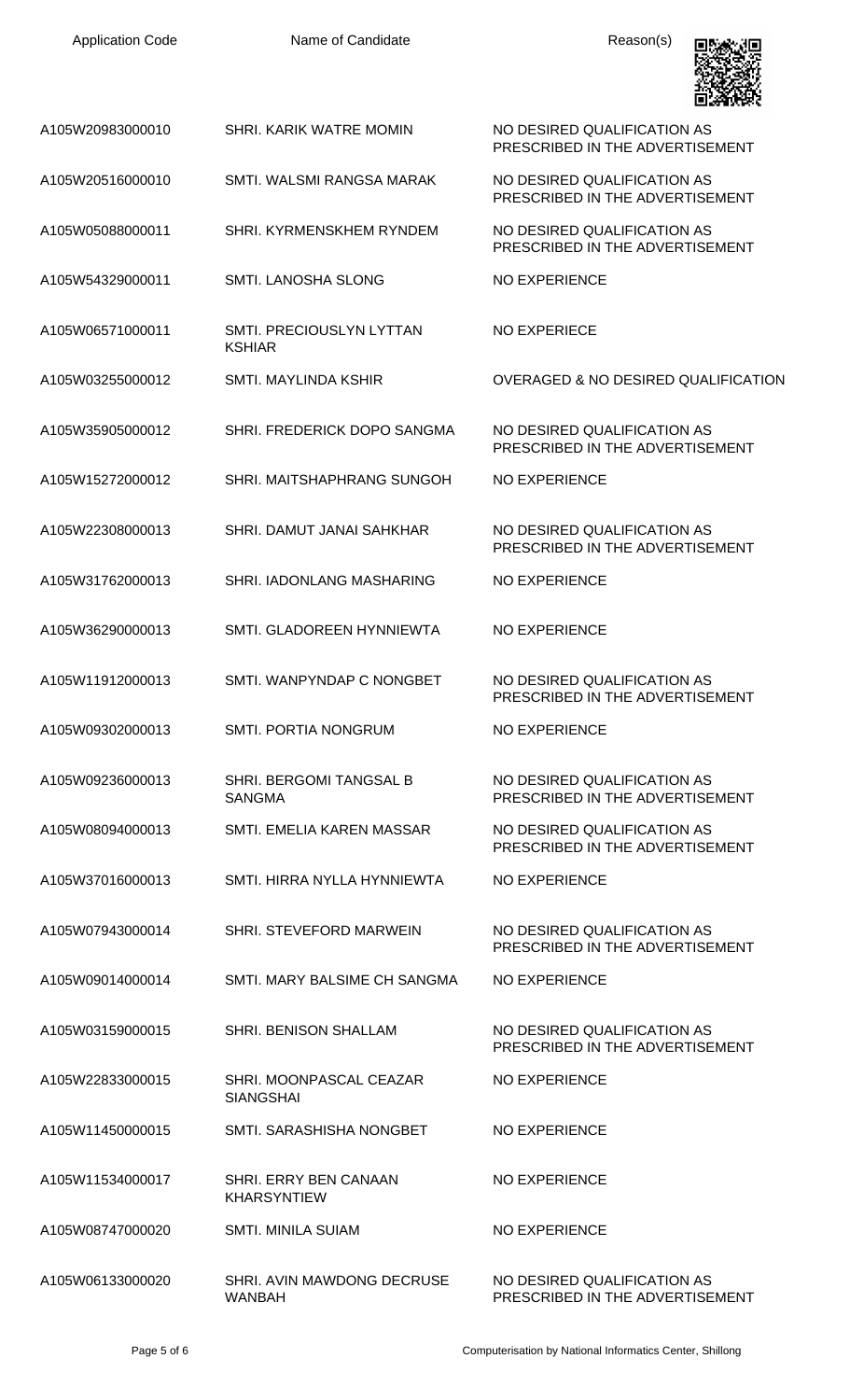| Application Code | Name of Candidate | Reason(s) |
|---|---|---|
| A105W20983000010 | SHRI. KARIK WATRE MOMIN | NO DESIRED QUALIFICATION AS PRESCRIBED IN THE ADVERTISEMENT |
| A105W20516000010 | SMTI. WALSMI RANGSA MARAK | NO DESIRED QUALIFICATION AS PRESCRIBED IN THE ADVERTISEMENT |
| A105W05088000011 | SHRI. KYRMENSKHEM RYNDEM | NO DESIRED QUALIFICATION AS PRESCRIBED IN THE ADVERTISEMENT |
| A105W54329000011 | SMTI. LANOSHA SLONG | NO EXPERIENCE |
| A105W06571000011 | SMTI. PRECIOUSLYN LYTTAN KSHIAR | NO EXPERIECE |
| A105W03255000012 | SMTI. MAYLINDA KSHIR | OVERAGED & NO DESIRED QUALIFICATION |
| A105W35905000012 | SHRI. FREDERICK DOPO SANGMA | NO DESIRED QUALIFICATION AS PRESCRIBED IN THE ADVERTISEMENT |
| A105W15272000012 | SHRI. MAITSHAPHRANG SUNGOH | NO EXPERIENCE |
| A105W22308000013 | SHRI. DAMUT JANAI SAHKHAR | NO DESIRED QUALIFICATION AS PRESCRIBED IN THE ADVERTISEMENT |
| A105W31762000013 | SHRI. IADONLANG MASHARING | NO EXPERIENCE |
| A105W36290000013 | SMTI. GLADOREEN HYNNIEWTA | NO EXPERIENCE |
| A105W11912000013 | SMTI. WANPYNDAP C NONGBET | NO DESIRED QUALIFICATION AS PRESCRIBED IN THE ADVERTISEMENT |
| A105W09302000013 | SMTI. PORTIA NONGRUM | NO EXPERIENCE |
| A105W09236000013 | SHRI. BERGOMI TANGSAL B SANGMA | NO DESIRED QUALIFICATION AS PRESCRIBED IN THE ADVERTISEMENT |
| A105W08094000013 | SMTI. EMELIA KAREN MASSAR | NO DESIRED QUALIFICATION AS PRESCRIBED IN THE ADVERTISEMENT |
| A105W37016000013 | SMTI. HIRRA NYLLA HYNNIEWTA | NO EXPERIENCE |
| A105W07943000014 | SHRI. STEVEFORD MARWEIN | NO DESIRED QUALIFICATION AS PRESCRIBED IN THE ADVERTISEMENT |
| A105W09014000014 | SMTI. MARY BALSIME CH SANGMA | NO EXPERIENCE |
| A105W03159000015 | SHRI. BENISON SHALLAM | NO DESIRED QUALIFICATION AS PRESCRIBED IN THE ADVERTISEMENT |
| A105W22833000015 | SHRI. MOONPASCAL CEAZAR SIANGSHAI | NO EXPERIENCE |
| A105W11450000015 | SMTI. SARASHISHA NONGBET | NO EXPERIENCE |
| A105W11534000017 | SHRI. ERRY BEN CANAAN KHARSYNTIEW | NO EXPERIENCE |
| A105W08747000020 | SMTI. MINILA SUIAM | NO EXPERIENCE |
| A105W06133000020 | SHRI. AVIN MAWDONG DECRUSE WANBAH | NO DESIRED QUALIFICATION AS PRESCRIBED IN THE ADVERTISEMENT |

Computerisation by National Informatics Center, Shillong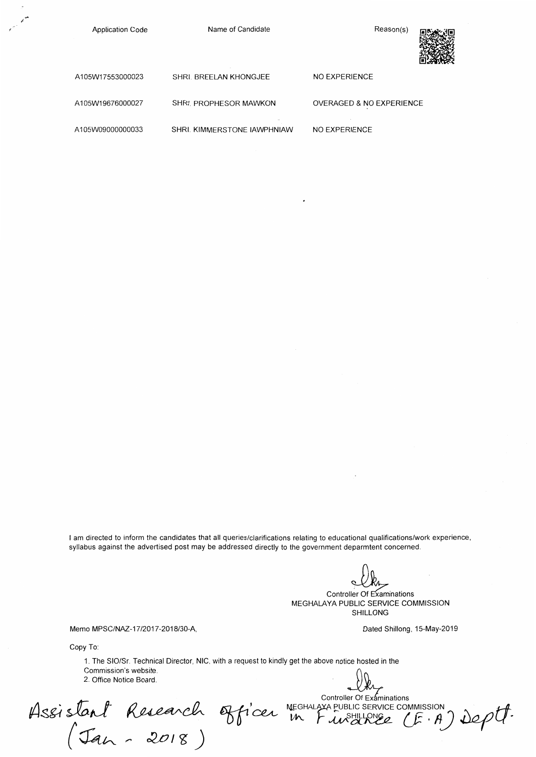| Application Code | Name of Candidate | Reason(s) |
|---|---|---|
| A105W17553000023 | SHRI. BREELAN KHONGJEE | NO EXPERIENCE |
| A105W19676000027 | SHRI. PROPHESOR MAWKON | OVERAGED & NO EXPERIENCE |
| A105W09000000033 | SHRI. KIMMERSTONE IAWPHNIAW | NO EXPERIENCE |

I am directed to inform the candidates that all queries/clarifications relating to educational qualifications/work experience, syllabus against the advertised post may be addressed directly to the government deparmtent concerned.

Controller Of Examinations
MEGHALAYA PUBLIC SERVICE COMMISSION
SHILLONG

Memo MPSC/NAZ-17/2017-2018/30-A,

Dated Shillong, 15-May-2019

Copy To:

1. The SIO/Sr. Technical Director, NIC, with a request to kindly get the above notice hosted in the Commission's website.
2. Office Notice Board.

Controller Of Examinations
MEGHALAYA PUBLIC SERVICE COMMISSION
SHILLONG

Assistant Research Officer in Finance (E.A) Deptt. (Jan - 2018)